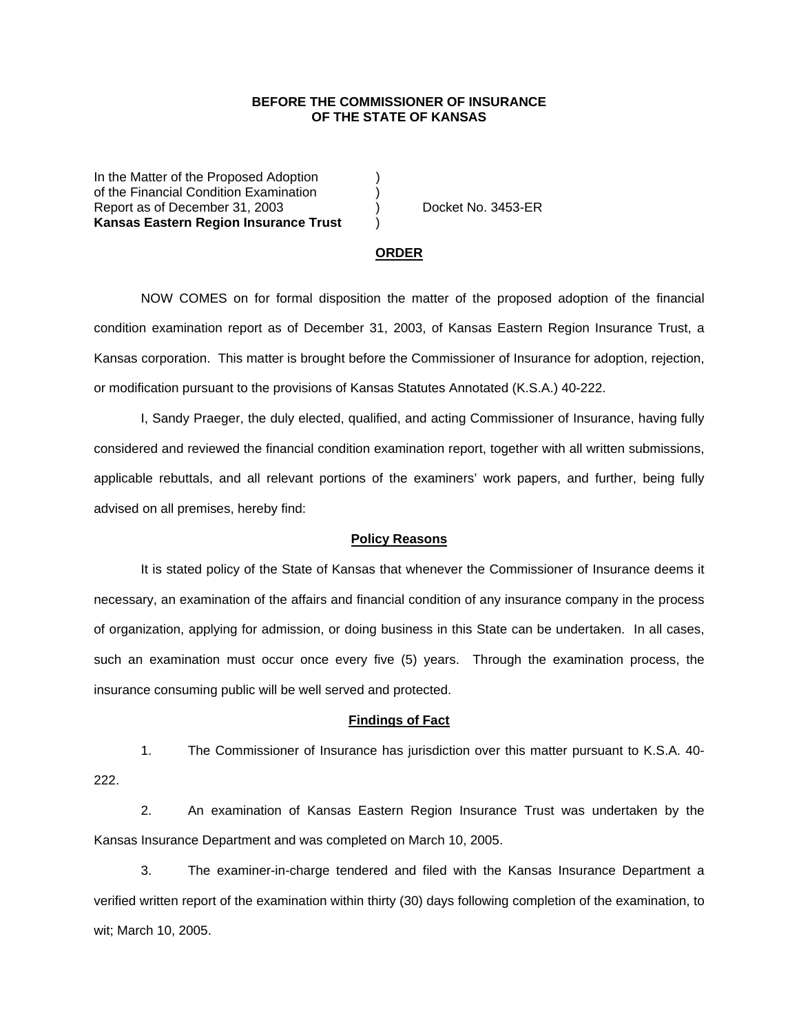**BEFORE THE COMMISSIONER OF INSURANCE**
**OF THE STATE OF KANSAS**

| | | |
|---|---|---|
| In the Matter of the Proposed Adoption | ) | |
| of the Financial Condition Examination | ) | |
| Report as of December 31, 2003 | ) | Docket No. 3453-ER |
| **Kansas Eastern Region Insurance Trust** | ) | |

## ORDER

NOW COMES on for formal disposition the matter of the proposed adoption of the financial condition examination report as of December 31, 2003, of Kansas Eastern Region Insurance Trust, a Kansas corporation. This matter is brought before the Commissioner of Insurance for adoption, rejection, or modification pursuant to the provisions of Kansas Statutes Annotated (K.S.A.) 40-222.

I, Sandy Praeger, the duly elected, qualified, and acting Commissioner of Insurance, having fully considered and reviewed the financial condition examination report, together with all written submissions, applicable rebuttals, and all relevant portions of the examiners' work papers, and further, being fully advised on all premises, hereby find:

### Policy Reasons

It is stated policy of the State of Kansas that whenever the Commissioner of Insurance deems it necessary, an examination of the affairs and financial condition of any insurance company in the process of organization, applying for admission, or doing business in this State can be undertaken. In all cases, such an examination must occur once every five (5) years. Through the examination process, the insurance consuming public will be well served and protected.

### Findings of Fact

1. The Commissioner of Insurance has jurisdiction over this matter pursuant to K.S.A. 40-222.

2. An examination of Kansas Eastern Region Insurance Trust was undertaken by the Kansas Insurance Department and was completed on March 10, 2005.

3. The examiner-in-charge tendered and filed with the Kansas Insurance Department a verified written report of the examination within thirty (30) days following completion of the examination, to wit; March 10, 2005.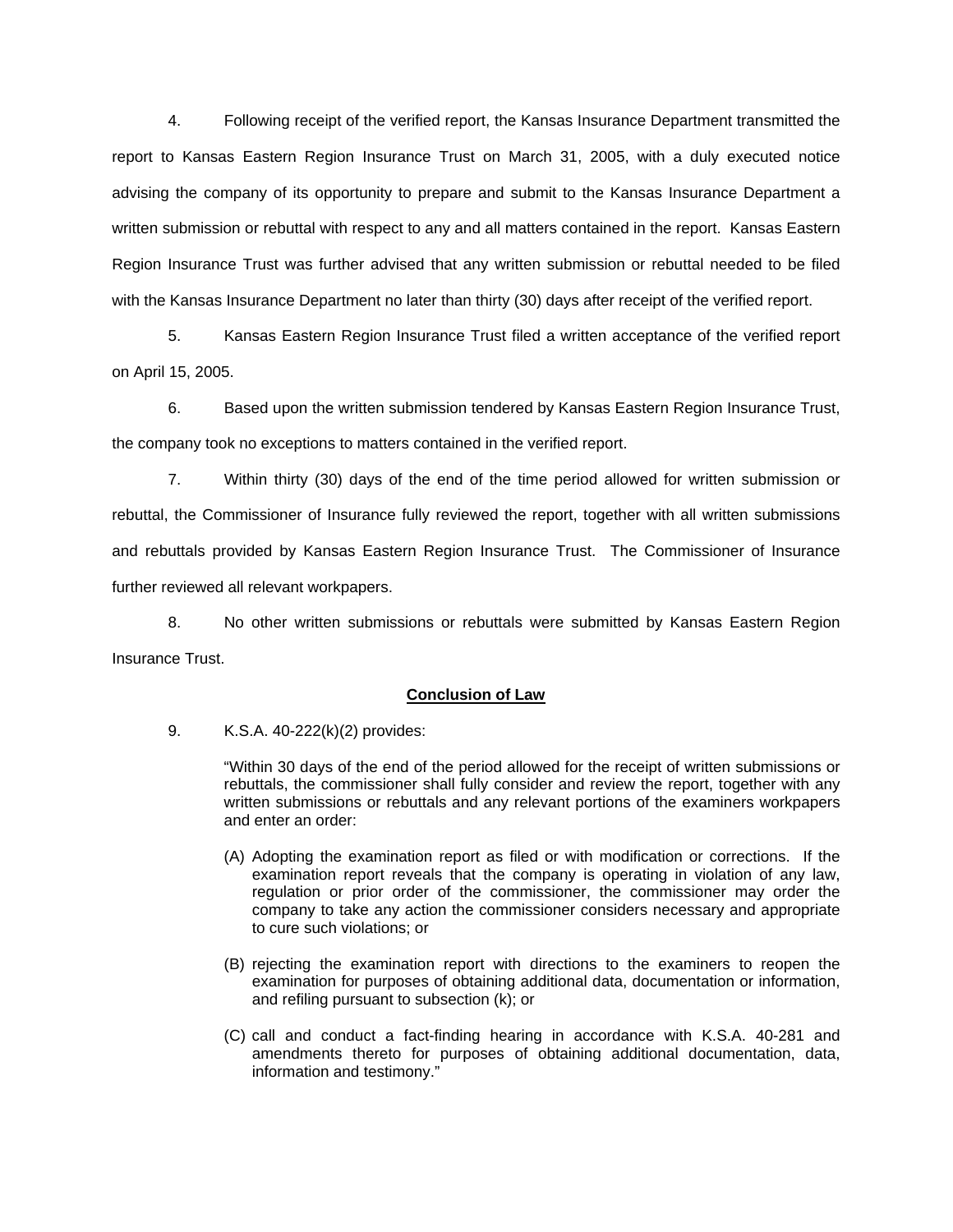4. Following receipt of the verified report, the Kansas Insurance Department transmitted the report to Kansas Eastern Region Insurance Trust on March 31, 2005, with a duly executed notice advising the company of its opportunity to prepare and submit to the Kansas Insurance Department a written submission or rebuttal with respect to any and all matters contained in the report. Kansas Eastern Region Insurance Trust was further advised that any written submission or rebuttal needed to be filed with the Kansas Insurance Department no later than thirty (30) days after receipt of the verified report.

5. Kansas Eastern Region Insurance Trust filed a written acceptance of the verified report on April 15, 2005.

6. Based upon the written submission tendered by Kansas Eastern Region Insurance Trust, the company took no exceptions to matters contained in the verified report.

7. Within thirty (30) days of the end of the time period allowed for written submission or rebuttal, the Commissioner of Insurance fully reviewed the report, together with all written submissions and rebuttals provided by Kansas Eastern Region Insurance Trust. The Commissioner of Insurance further reviewed all relevant workpapers.

8. No other written submissions or rebuttals were submitted by Kansas Eastern Region Insurance Trust.

## **Conclusion of Law**

9. K.S.A. 40-222(k)(2) provides:

> "Within 30 days of the end of the period allowed for the receipt of written submissions or rebuttals, the commissioner shall fully consider and review the report, together with any written submissions or rebuttals and any relevant portions of the examiners workpapers and enter an order:
>
> (A) Adopting the examination report as filed or with modification or corrections. If the examination report reveals that the company is operating in violation of any law, regulation or prior order of the commissioner, the commissioner may order the company to take any action the commissioner considers necessary and appropriate to cure such violations; or
>
> (B) rejecting the examination report with directions to the examiners to reopen the examination for purposes of obtaining additional data, documentation or information, and refiling pursuant to subsection (k); or
>
> (C) call and conduct a fact-finding hearing in accordance with K.S.A. 40-281 and amendments thereto for purposes of obtaining additional documentation, data, information and testimony."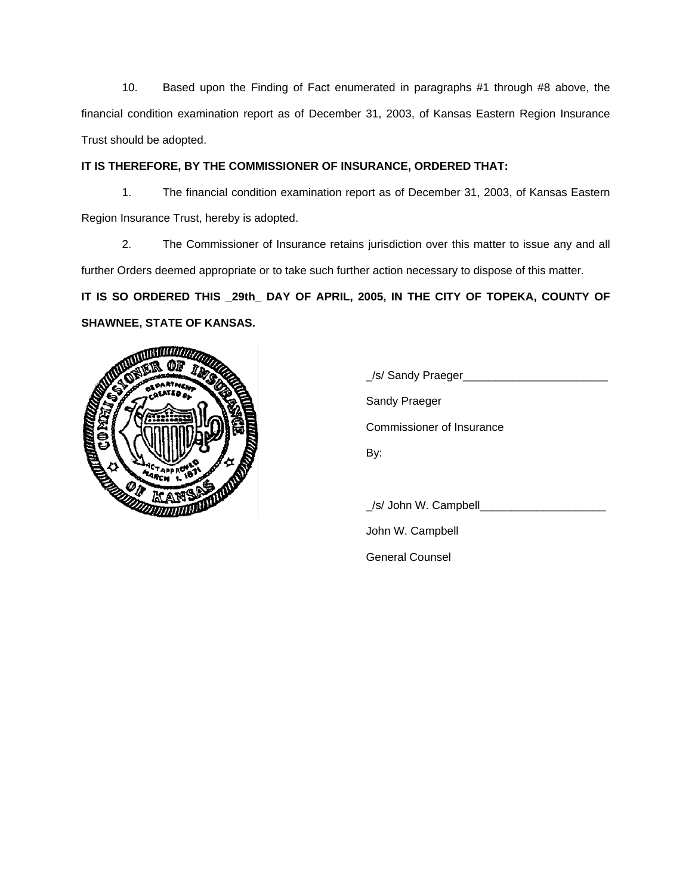10. Based upon the Finding of Fact enumerated in paragraphs #1 through #8 above, the financial condition examination report as of December 31, 2003, of Kansas Eastern Region Insurance Trust should be adopted.

**IT IS THEREFORE, BY THE COMMISSIONER OF INSURANCE, ORDERED THAT:**

1. The financial condition examination report as of December 31, 2003, of Kansas Eastern Region Insurance Trust, hereby is adopted.

2. The Commissioner of Insurance retains jurisdiction over this matter to issue any and all further Orders deemed appropriate or to take such further action necessary to dispose of this matter.

**IT IS SO ORDERED THIS _29th_ DAY OF APRIL, 2005, IN THE CITY OF TOPEKA, COUNTY OF SHAWNEE, STATE OF KANSAS.**

_/s/ Sandy Praeger_______________________

Sandy Praeger

Commissioner of Insurance

By:

_/s/ John W. Campbell____________________

John W. Campbell

General Counsel